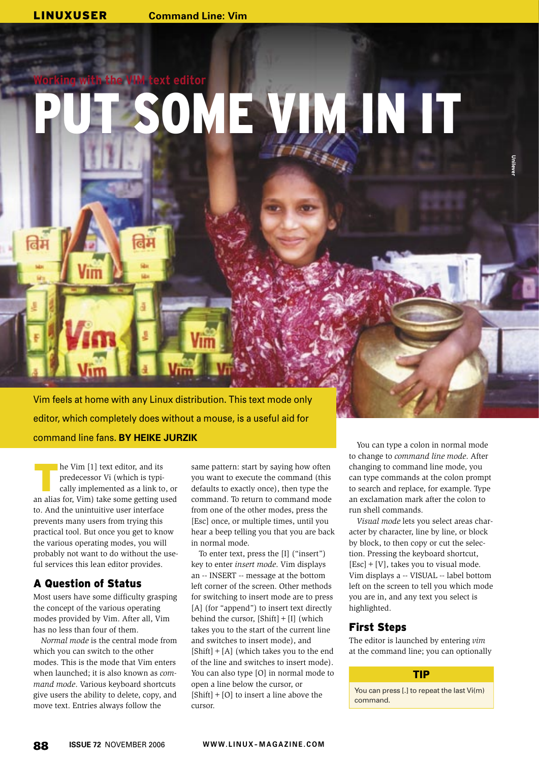Working with the VIM text editor

# PUT SOME VIM IN IT

Vim feels at home with any Linux distribution. This text mode only editor, which completely does without a mouse, is a useful aid for command line fans. **BY HEIKE JURZIK**

The Vim [1] text editor, and its predecessor Vi (which is typically implemented as a link to, or an alias for, Vim) take some getting used to. And the unintuitive user interface prevents many users from trying this practical tool. But once you get to know the various operating modes, you will probably not want to do without the useful services this lean editor provides.

## A Question of Status

Most users have some difficulty grasping the concept of the various operating modes provided by Vim. After all, Vim has no less than four of them.

*Normal mode* is the central mode from which you can switch to the other modes. This is the mode that Vim enters when launched; it is also known as *command mode*. Various keyboard shortcuts give users the ability to delete, copy, and move text. Entries always follow the same pattern: start by saying how often you want to execute the command (this defaults to exactly once), then type the command. To return to command mode from one of the other modes, press the [Esc] once, or multiple times, until you hear a beep telling you that you are back in normal mode.

To enter text, press the [I] ("insert") key to enter *insert mode*. Vim displays an -- INSERT -- message at the bottom left corner of the screen. Other methods for switching to insert mode are to press [A] (for "append") to insert text directly behind the cursor, [Shift] + [I] (which takes you to the start of the current line and switches to insert mode), and [Shift] + [A] (which takes you to the end of the line and switches to insert mode). You can also type [O] in normal mode to open a line below the cursor, or [Shift] + [O] to insert a line above the cursor.

You can type a colon in normal mode to change to *command line mode*. After changing to command line mode, you can type commands at the colon prompt to search and replace, for example. Type an exclamation mark after the colon to run shell commands.

*Visual mode* lets you select areas character by character, line by line, or block by block, to then copy or cut the selection. Pressing the keyboard shortcut, [Esc] + [V], takes you to visual mode. Vim displays a -- VISUAL -- label bottom left on the screen to tell you which mode you are in, and any text you select is highlighted.

## First Steps

The editor is launched by entering *vim* at the command line; you can optionally

> **TIP**
>
> You can press [.] to repeat the last Vi(m) command.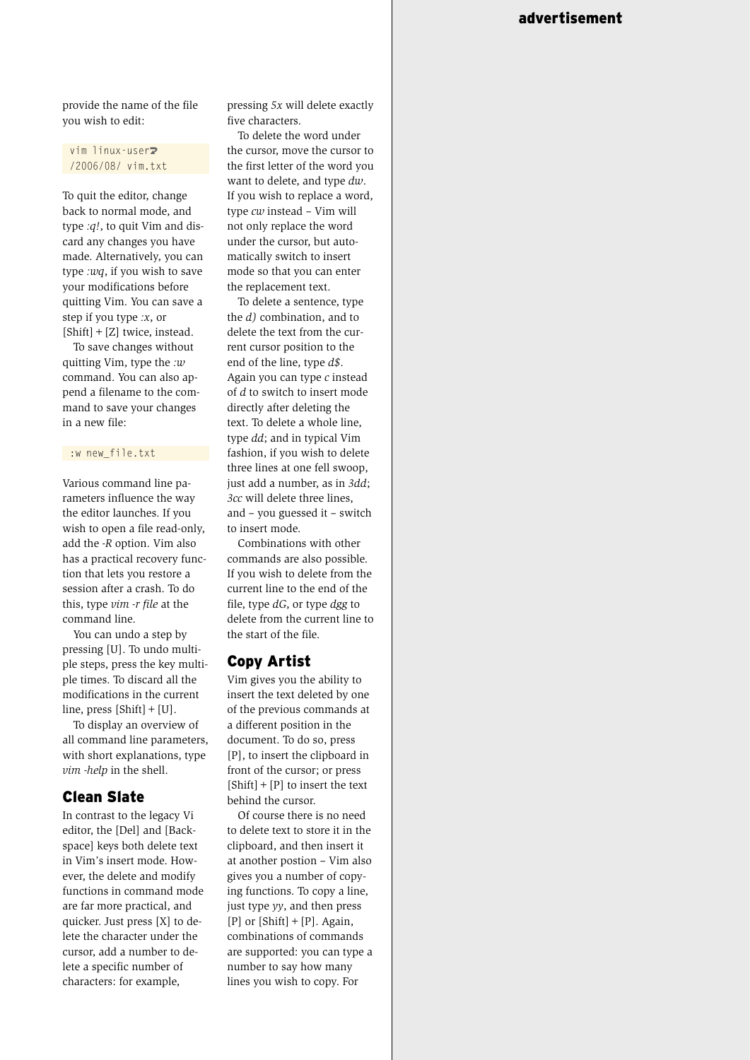provide the name of the file you wish to edit:

```
vim linux-user/2006/08/ vim.txt
```

To quit the editor, change back to normal mode, and type *:q!*, to quit Vim and discard any changes you have made. Alternatively, you can type *:wq*, if you wish to save your modifications before quitting Vim. You can save a step if you type *:x*, or [Shift] + [Z] twice, instead.

To save changes without quitting Vim, type the *:w* command. You can also append a filename to the command to save your changes in a new file:

```
:w new_file.txt
```

Various command line parameters influence the way the editor launches. If you wish to open a file read-only, add the *-R* option. Vim also has a practical recovery function that lets you restore a session after a crash. To do this, type *vim -r file* at the command line.

You can undo a step by pressing [U]. To undo multiple steps, press the key multiple times. To discard all the modifications in the current line, press [Shift] + [U].

To display an overview of all command line parameters, with short explanations, type *vim -help* in the shell.

## Clean Slate

In contrast to the legacy Vi editor, the [Del] and [Backspace] keys both delete text in Vim's insert mode. However, the delete and modify functions in command mode are far more practical, and quicker. Just press [X] to delete the character under the cursor, add a number to delete a specific number of characters: for example, pressing *5x* will delete exactly five characters.

To delete the word under the cursor, move the cursor to the first letter of the word you want to delete, and type *dw*. If you wish to replace a word, type *cw* instead – Vim will not only replace the word under the cursor, but automatically switch to insert mode so that you can enter the replacement text.

To delete a sentence, type the *d)* combination, and to delete the text from the current cursor position to the end of the line, type *d$*. Again you can type *c* instead of *d* to switch to insert mode directly after deleting the text. To delete a whole line, type *dd*; and in typical Vim fashion, if you wish to delete three lines at one fell swoop, just add a number, as in *3dd*; *3cc* will delete three lines, and – you guessed it – switch to insert mode.

Combinations with other commands are also possible. If you wish to delete from the current line to the end of the file, type *dG*, or type *dgg* to delete from the current line to the start of the file.

## Copy Artist

Vim gives you the ability to insert the text deleted by one of the previous commands at a different position in the document. To do so, press [P], to insert the clipboard in front of the cursor; or press [Shift] + [P] to insert the text behind the cursor.

Of course there is no need to delete text to store it in the clipboard, and then insert it at another postion – Vim also gives you a number of copying functions. To copy a line, just type *yy*, and then press [P] or [Shift] + [P]. Again, combinations of commands are supported: you can type a number to say how many lines you wish to copy. For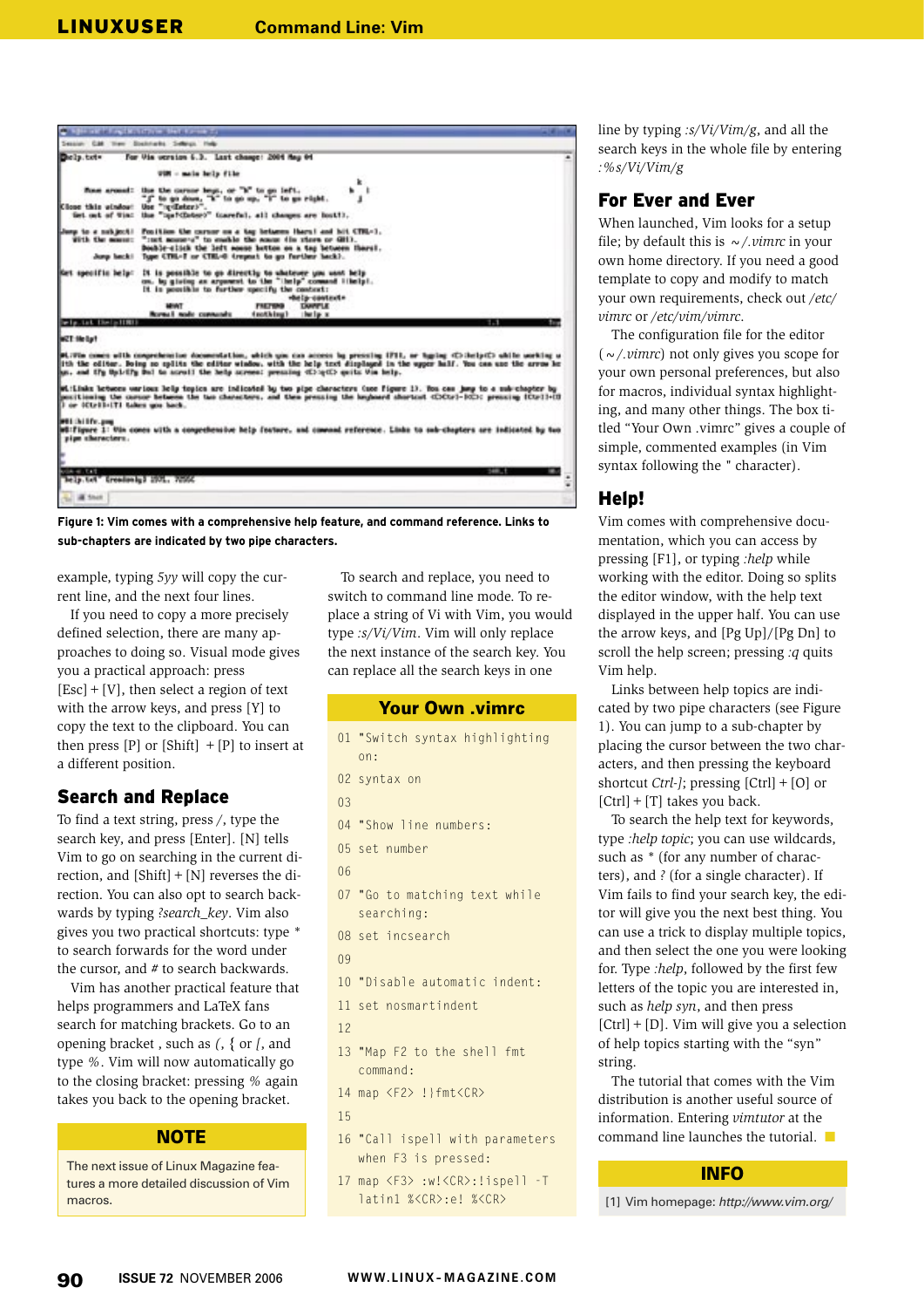Figure 1: Vim comes with a comprehensive help feature, and command reference. Links to sub-chapters are indicated by two pipe characters.

example, typing *5yy* will copy the current line, and the next four lines.

If you need to copy a more precisely defined selection, there are many approaches to doing so. Visual mode gives you a practical approach: press [Esc] + [V], then select a region of text with the arrow keys, and press [Y] to copy the text to the clipboard. You can then press [P] or [Shift] + [P] to insert at a different position.

## Search and Replace

To find a text string, press */*, type the search key, and press [Enter]. [N] tells Vim to go on searching in the current direction, and [Shift] + [N] reverses the direction. You can also opt to search backwards by typing *?search_key*. Vim also gives you two practical shortcuts: type * to search forwards for the word under the cursor, and # to search backwards.

Vim has another practical feature that helps programmers and LaTeX fans search for matching brackets. Go to an opening bracket , such as *(*, { or *[*, and type *%*. Vim will now automatically go to the closing bracket: pressing *%* again takes you back to the opening bracket.

> **NOTE**
>
> The next issue of Linux Magazine features a more detailed discussion of Vim macros.

To search and replace, you need to switch to command line mode. To replace a string of Vi with Vim, you would type *:s/Vi/Vim*. Vim will only replace the next instance of the search key. You can replace all the search keys in one line by typing *:s/Vi/Vim/g*, and all the search keys in the whole file by entering *:%s/Vi/Vim/g*

> **Your Own .vimrc**
>
> ```
> 01 "Switch syntax highlighting
>    on:
> 02 syntax on
> 03
> 04 "Show line numbers:
> 05 set number
> 06
> 07 "Go to matching text while
>    searching:
> 08 set incsearch
> 09
> 10 "Disable automatic indent:
> 11 set nosmartindent
> 12
> 13 "Map F2 to the shell fmt
>    command:
> 14 map <F2> !}fmt<CR>
> 15
> 16 "Call ispell with parameters
>    when F3 is pressed:
> 17 map <F3> :w!<CR>:!ispell -T
>    latin1 %<CR>:e! %<CR>
> ```

## For Ever and Ever

When launched, Vim looks for a setup file; by default this is *~/.vimrc* in your own home directory. If you need a good template to copy and modify to match your own requirements, check out */etc/vimrc* or */etc/vim/vimrc*.

The configuration file for the editor (*~/.vimrc*) not only gives you scope for your own personal preferences, but also for macros, individual syntax highlighting, and many other things. The box titled "Your Own .vimrc" gives a couple of simple, commented examples (in Vim syntax following the " character).

## Help!

Vim comes with comprehensive documentation, which you can access by pressing [F1], or typing *:help* while working with the editor. Doing so splits the editor window, with the help text displayed in the upper half. You can use the arrow keys, and [Pg Up]/[Pg Dn] to scroll the help screen; pressing *:q* quits Vim help.

Links between help topics are indicated by two pipe characters (see Figure 1). You can jump to a sub-chapter by placing the cursor between the two characters, and then pressing the keyboard shortcut *Ctrl-]*; pressing [Ctrl] + [O] or [Ctrl] + [T] takes you back.

To search the help text for keywords, type *:help topic*; you can use wildcards, such as * (for any number of characters), and *?* (for a single character). If Vim fails to find your search key, the editor will give you the next best thing. You can use a trick to display multiple topics, and then select the one you were looking for. Type *:help*, followed by the first few letters of the topic you are interested in, such as *help syn*, and then press [Ctrl] + [D]. Vim will give you a selection of help topics starting with the "syn" string.

The tutorial that comes with the Vim distribution is another useful source of information. Entering *vimtutor* at the command line launches the tutorial. ■

> **INFO**
>
> [1] Vim homepage: *http://www.vim.org/*